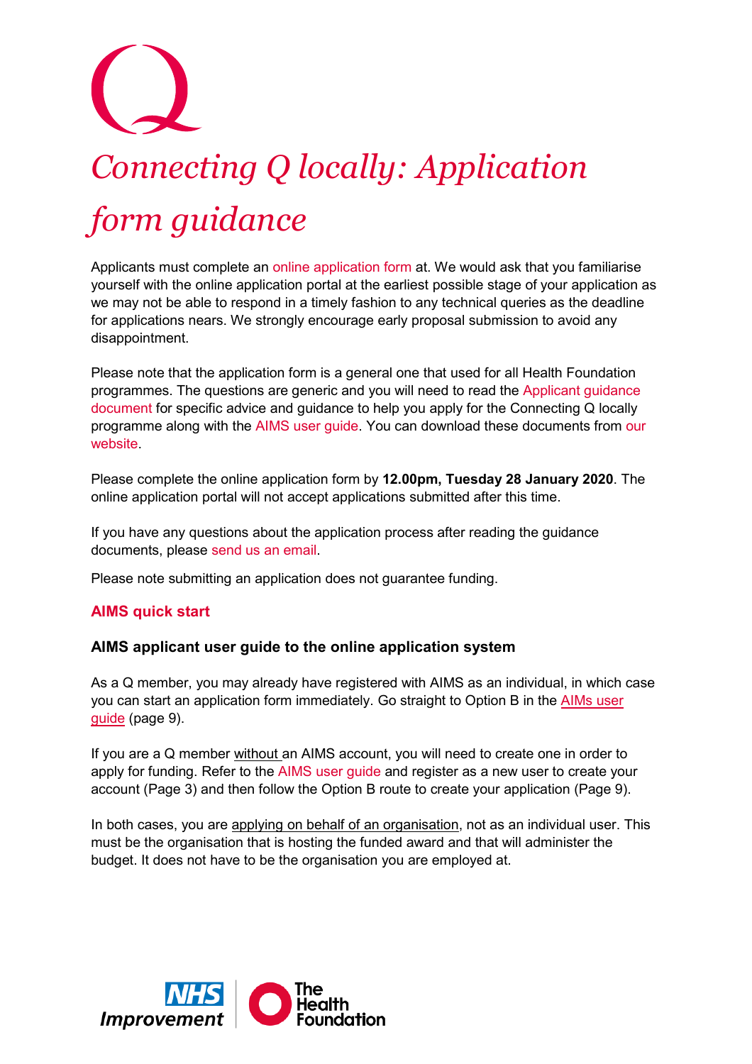# *Connecting Q locally: Application form guidance*

Applicants must complete an online application form at. We would ask that you familiarise yourself with the online application portal at the earliest possible stage of your application as we may not be able to respond in a timely fashion to any technical queries as the deadline for applications nears. We strongly encourage early proposal submission to avoid any disappointment.

Please note that the application form is a general one that used for all Health Foundation programmes. The questions are generic and you will need to read the Applicant guidance document for specific advice and guidance to help you apply for the Connecting Q locally programme along with the AIMS user guide. You can download these documents from our website.

Please complete the online application form by **12.00pm, Tuesday 28 January 2020**. The online application portal will not accept applications submitted after this time.

If you have any questions about the application process after reading the guidance documents, please send us an email.

Please note submitting an application does not guarantee funding.

## AIMS quick start

### AIMS applicant user guide to the online application system

As a Q member, you may already have registered with AIMS as an individual, in which case you can start an application form immediately. Go straight to Option B in the AIMs user guide (page 9).

If you are a Q member without an AIMS account, you will need to create one in order to apply for funding. Refer to the AIMS user guide and register as a new user to create your account (Page 3) and then follow the Option B route to create your application (Page 9).

In both cases, you are applying on behalf of an organisation, not as an individual user. This must be the organisation that is hosting the funded award and that will administer the budget. It does not have to be the organisation you are employed at.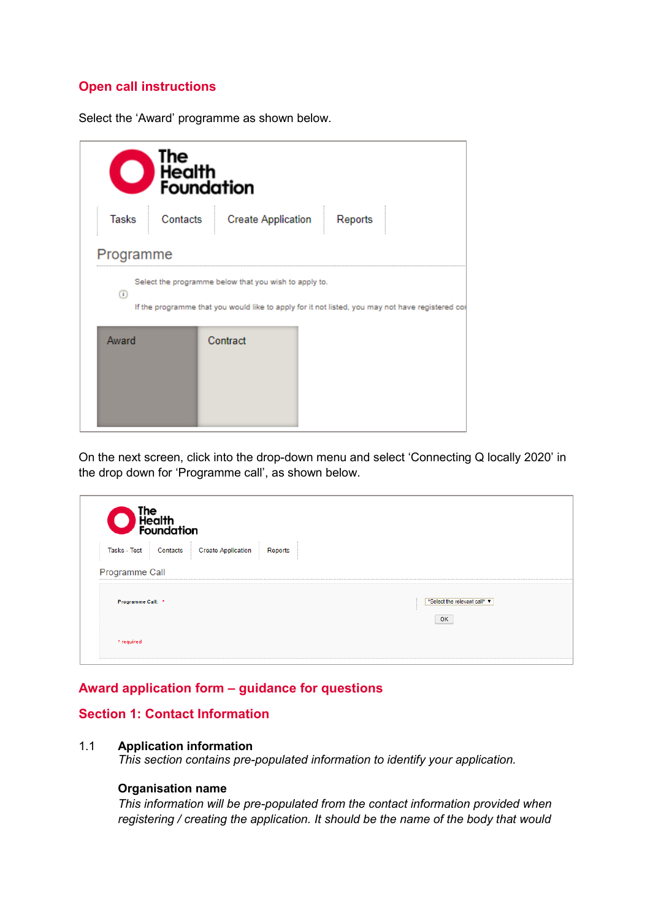## Open call instructions

Select the 'Award' programme as shown below.

On the next screen, click into the drop-down menu and select 'Connecting Q locally 2020' in the drop down for 'Programme call', as shown below.

## Award application form – guidance for questions

## Section 1: Contact Information

1.1 **Application information**

*This section contains pre-populated information to identify your application.*

**Organisation name**

*This information will be pre-populated from the contact information provided when registering / creating the application. It should be the name of the body that would*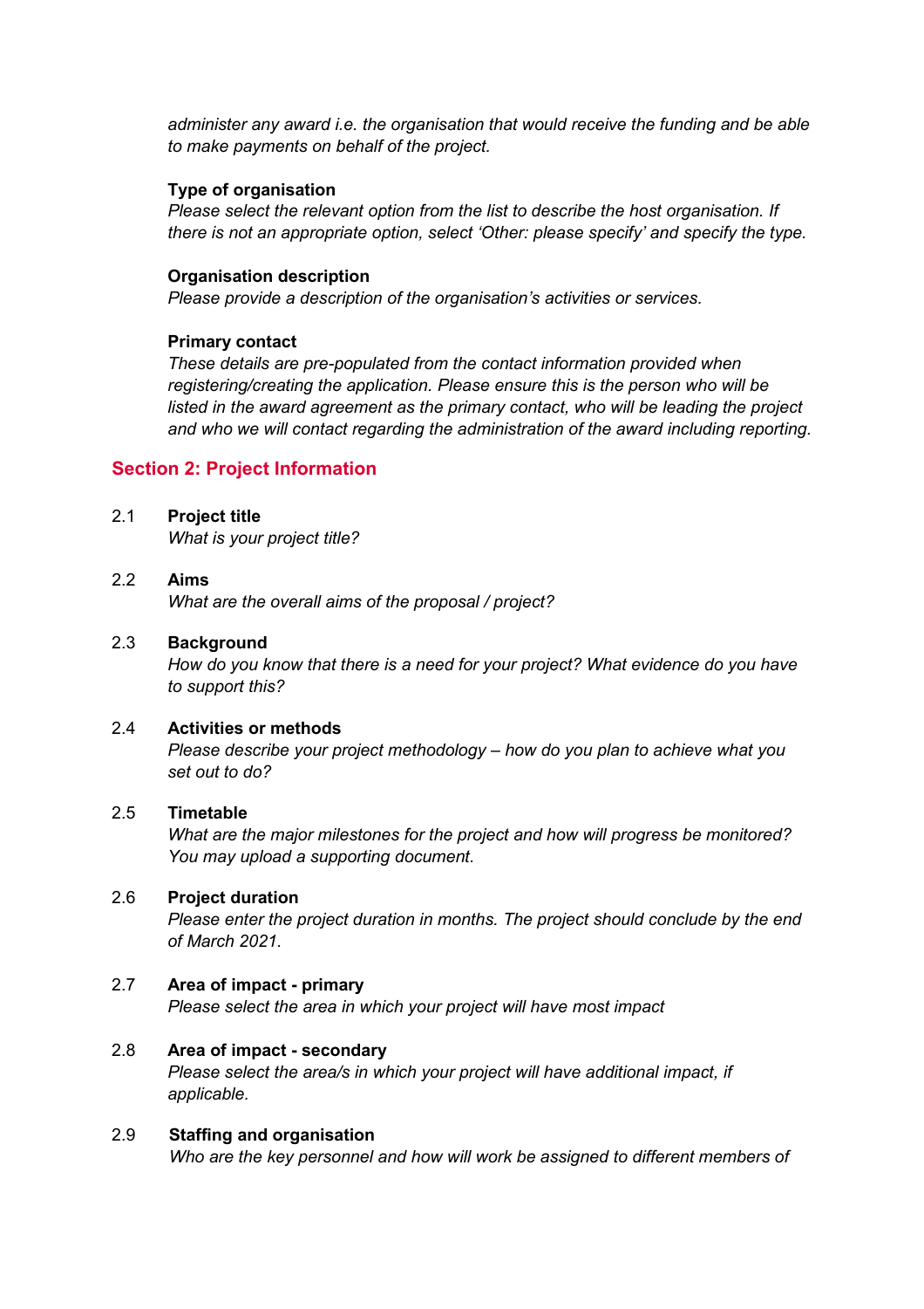*administer any award i.e. the organisation that would receive the funding and be able to make payments on behalf of the project.*

**Type of organisation**
*Please select the relevant option from the list to describe the host organisation. If there is not an appropriate option, select 'Other: please specify' and specify the type.*

**Organisation description**
*Please provide a description of the organisation's activities or services.*

**Primary contact**
*These details are pre-populated from the contact information provided when registering/creating the application. Please ensure this is the person who will be listed in the award agreement as the primary contact, who will be leading the project and who we will contact regarding the administration of the award including reporting.*

## Section 2: Project Information

2.1 **Project title**
*What is your project title?*

2.2 **Aims**
*What are the overall aims of the proposal / project?*

2.3 **Background**
*How do you know that there is a need for your project? What evidence do you have to support this?*

2.4 **Activities or methods**
*Please describe your project methodology – how do you plan to achieve what you set out to do?*

2.5 **Timetable**
*What are the major milestones for the project and how will progress be monitored? You may upload a supporting document.*

2.6 **Project duration**
*Please enter the project duration in months. The project should conclude by the end of March 2021.*

2.7 **Area of impact - primary**
*Please select the area in which your project will have most impact*

2.8 **Area of impact - secondary**
*Please select the area/s in which your project will have additional impact, if applicable.*

2.9 **Staffing and organisation**
*Who are the key personnel and how will work be assigned to different members of*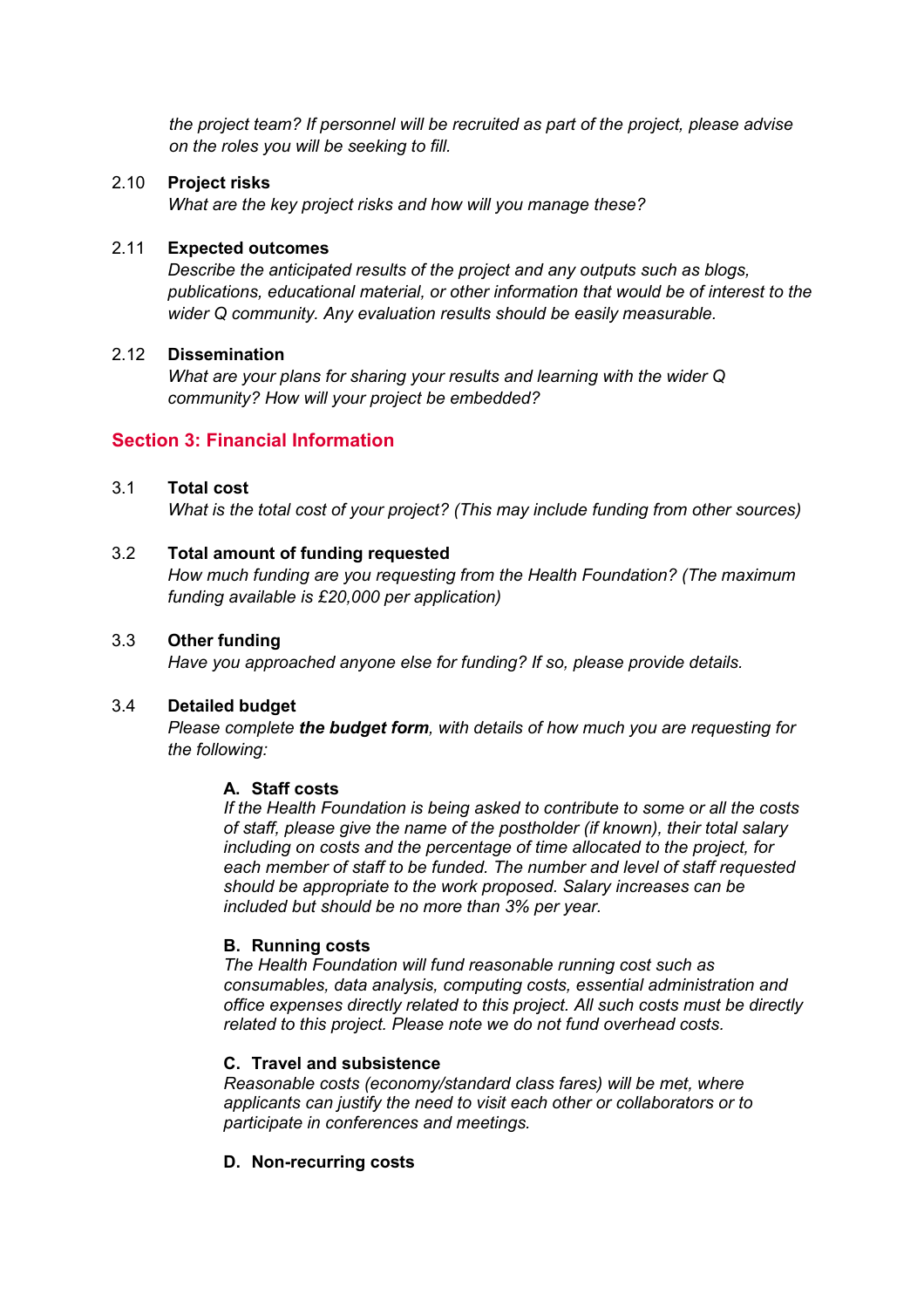*the project team? If personnel will be recruited as part of the project, please advise on the roles you will be seeking to fill.*

2.10 **Project risks**

*What are the key project risks and how will you manage these?*

2.11 **Expected outcomes**

*Describe the anticipated results of the project and any outputs such as blogs, publications, educational material, or other information that would be of interest to the wider Q community. Any evaluation results should be easily measurable.*

2.12 **Dissemination**

*What are your plans for sharing your results and learning with the wider Q community? How will your project be embedded?*

## Section 3: Financial Information

3.1 **Total cost**

*What is the total cost of your project? (This may include funding from other sources)*

3.2 **Total amount of funding requested**

*How much funding are you requesting from the Health Foundation? (The maximum funding available is £20,000 per application)*

3.3 **Other funding**

*Have you approached anyone else for funding? If so, please provide details.*

3.4 **Detailed budget**

*Please complete* ***the budget form****, with details of how much you are requesting for the following:*

**A. Staff costs**

*If the Health Foundation is being asked to contribute to some or all the costs of staff, please give the name of the postholder (if known), their total salary including on costs and the percentage of time allocated to the project, for each member of staff to be funded. The number and level of staff requested should be appropriate to the work proposed. Salary increases can be included but should be no more than 3% per year.*

**B. Running costs**

*The Health Foundation will fund reasonable running cost such as consumables, data analysis, computing costs, essential administration and office expenses directly related to this project. All such costs must be directly related to this project. Please note we do not fund overhead costs.*

**C. Travel and subsistence**

*Reasonable costs (economy/standard class fares) will be met, where applicants can justify the need to visit each other or collaborators or to participate in conferences and meetings.*

**D. Non-recurring costs**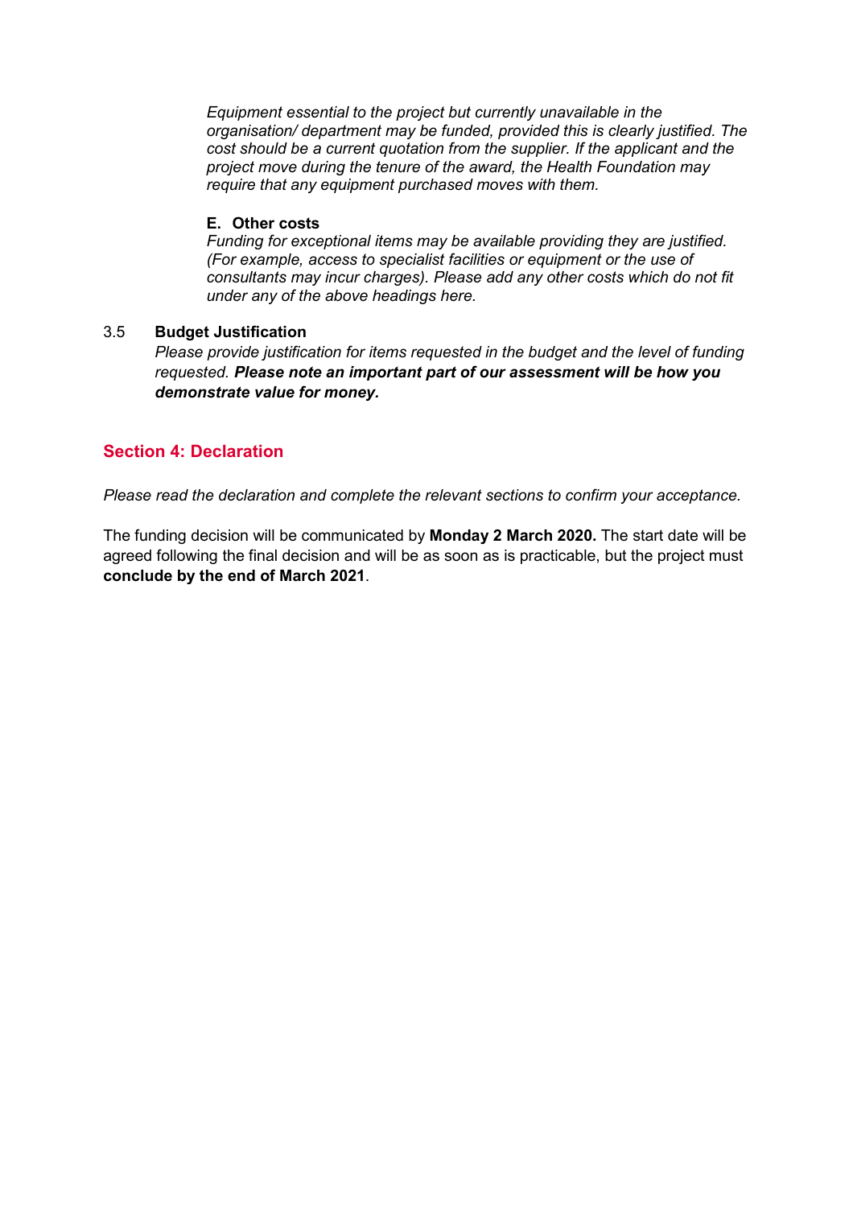*Equipment essential to the project but currently unavailable in the organisation/ department may be funded, provided this is clearly justified. The cost should be a current quotation from the supplier. If the applicant and the project move during the tenure of the award, the Health Foundation may require that any equipment purchased moves with them.*

**E. Other costs**

*Funding for exceptional items may be available providing they are justified. (For example, access to specialist facilities or equipment or the use of consultants may incur charges). Please add any other costs which do not fit under any of the above headings here.*

3.5 **Budget Justification**

*Please provide justification for items requested in the budget and the level of funding requested.* ***Please note an important part of our assessment will be how you demonstrate value for money.***

## Section 4: Declaration

*Please read the declaration and complete the relevant sections to confirm your acceptance.*

The funding decision will be communicated by **Monday 2 March 2020.** The start date will be agreed following the final decision and will be as soon as is practicable, but the project must **conclude by the end of March 2021**.